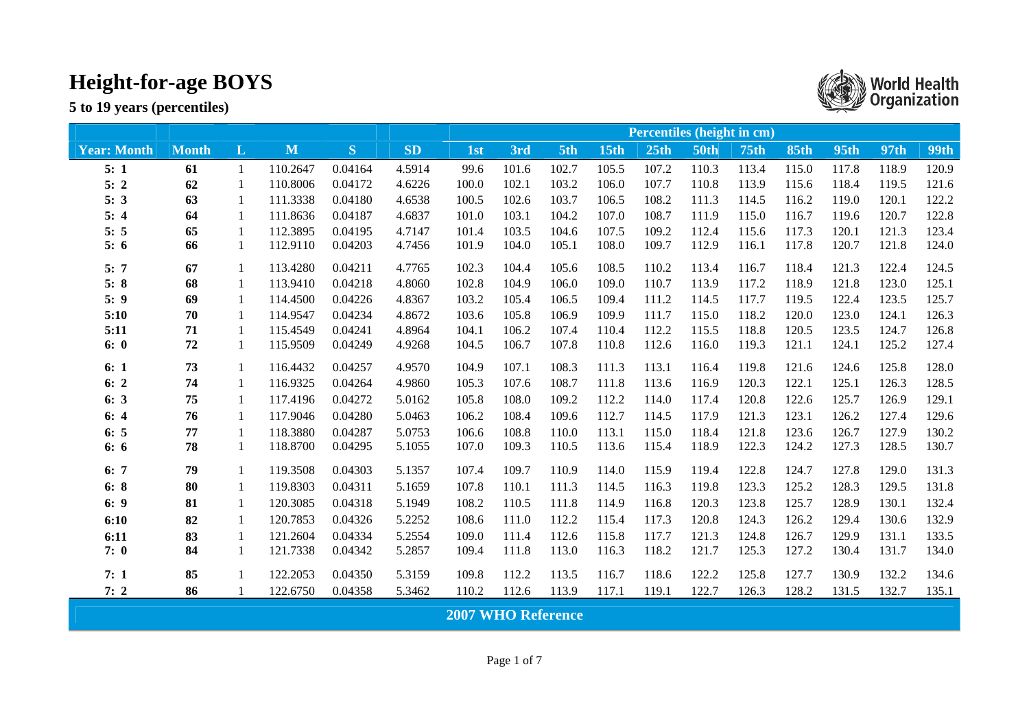# Height-for-age BOYS

**5 to 19 years (percentiles)**

World Health Organization

| | | | | | | Percentiles (height in cm) | | | | | | | | | | |
|---|---|---|---|---|---|---|---|---|---|---|---|---|---|---|---|---|
| **Year: Month** | **Month** | **L** | **M** | **S** | **SD** | **1st** | **3rd** | **5th** | **15th** | **25th** | **50th** | **75th** | **85th** | **95th** | **97th** | **99th** |
| **5: 1** | **61** | 1 | 110.2647 | 0.04164 | 4.5914 | 99.6 | 101.6 | 102.7 | 105.5 | 107.2 | 110.3 | 113.4 | 115.0 | 117.8 | 118.9 | 120.9 |
| **5: 2** | **62** | 1 | 110.8006 | 0.04172 | 4.6226 | 100.0 | 102.1 | 103.2 | 106.0 | 107.7 | 110.8 | 113.9 | 115.6 | 118.4 | 119.5 | 121.6 |
| **5: 3** | **63** | 1 | 111.3338 | 0.04180 | 4.6538 | 100.5 | 102.6 | 103.7 | 106.5 | 108.2 | 111.3 | 114.5 | 116.2 | 119.0 | 120.1 | 122.2 |
| **5: 4** | **64** | 1 | 111.8636 | 0.04187 | 4.6837 | 101.0 | 103.1 | 104.2 | 107.0 | 108.7 | 111.9 | 115.0 | 116.7 | 119.6 | 120.7 | 122.8 |
| **5: 5** | **65** | 1 | 112.3895 | 0.04195 | 4.7147 | 101.4 | 103.5 | 104.6 | 107.5 | 109.2 | 112.4 | 115.6 | 117.3 | 120.1 | 121.3 | 123.4 |
| **5: 6** | **66** | 1 | 112.9110 | 0.04203 | 4.7456 | 101.9 | 104.0 | 105.1 | 108.0 | 109.7 | 112.9 | 116.1 | 117.8 | 120.7 | 121.8 | 124.0 |
| **5: 7** | **67** | 1 | 113.4280 | 0.04211 | 4.7765 | 102.3 | 104.4 | 105.6 | 108.5 | 110.2 | 113.4 | 116.7 | 118.4 | 121.3 | 122.4 | 124.5 |
| **5: 8** | **68** | 1 | 113.9410 | 0.04218 | 4.8060 | 102.8 | 104.9 | 106.0 | 109.0 | 110.7 | 113.9 | 117.2 | 118.9 | 121.8 | 123.0 | 125.1 |
| **5: 9** | **69** | 1 | 114.4500 | 0.04226 | 4.8367 | 103.2 | 105.4 | 106.5 | 109.4 | 111.2 | 114.5 | 117.7 | 119.5 | 122.4 | 123.5 | 125.7 |
| **5:10** | **70** | 1 | 114.9547 | 0.04234 | 4.8672 | 103.6 | 105.8 | 106.9 | 109.9 | 111.7 | 115.0 | 118.2 | 120.0 | 123.0 | 124.1 | 126.3 |
| **5:11** | **71** | 1 | 115.4549 | 0.04241 | 4.8964 | 104.1 | 106.2 | 107.4 | 110.4 | 112.2 | 115.5 | 118.8 | 120.5 | 123.5 | 124.7 | 126.8 |
| **6: 0** | **72** | 1 | 115.9509 | 0.04249 | 4.9268 | 104.5 | 106.7 | 107.8 | 110.8 | 112.6 | 116.0 | 119.3 | 121.1 | 124.1 | 125.2 | 127.4 |
| **6: 1** | **73** | 1 | 116.4432 | 0.04257 | 4.9570 | 104.9 | 107.1 | 108.3 | 111.3 | 113.1 | 116.4 | 119.8 | 121.6 | 124.6 | 125.8 | 128.0 |
| **6: 2** | **74** | 1 | 116.9325 | 0.04264 | 4.9860 | 105.3 | 107.6 | 108.7 | 111.8 | 113.6 | 116.9 | 120.3 | 122.1 | 125.1 | 126.3 | 128.5 |
| **6: 3** | **75** | 1 | 117.4196 | 0.04272 | 5.0162 | 105.8 | 108.0 | 109.2 | 112.2 | 114.0 | 117.4 | 120.8 | 122.6 | 125.7 | 126.9 | 129.1 |
| **6: 4** | **76** | 1 | 117.9046 | 0.04280 | 5.0463 | 106.2 | 108.4 | 109.6 | 112.7 | 114.5 | 117.9 | 121.3 | 123.1 | 126.2 | 127.4 | 129.6 |
| **6: 5** | **77** | 1 | 118.3880 | 0.04287 | 5.0753 | 106.6 | 108.8 | 110.0 | 113.1 | 115.0 | 118.4 | 121.8 | 123.6 | 126.7 | 127.9 | 130.2 |
| **6: 6** | **78** | 1 | 118.8700 | 0.04295 | 5.1055 | 107.0 | 109.3 | 110.5 | 113.6 | 115.4 | 118.9 | 122.3 | 124.2 | 127.3 | 128.5 | 130.7 |
| **6: 7** | **79** | 1 | 119.3508 | 0.04303 | 5.1357 | 107.4 | 109.7 | 110.9 | 114.0 | 115.9 | 119.4 | 122.8 | 124.7 | 127.8 | 129.0 | 131.3 |
| **6: 8** | **80** | 1 | 119.8303 | 0.04311 | 5.1659 | 107.8 | 110.1 | 111.3 | 114.5 | 116.3 | 119.8 | 123.3 | 125.2 | 128.3 | 129.5 | 131.8 |
| **6: 9** | **81** | 1 | 120.3085 | 0.04318 | 5.1949 | 108.2 | 110.5 | 111.8 | 114.9 | 116.8 | 120.3 | 123.8 | 125.7 | 128.9 | 130.1 | 132.4 |
| **6:10** | **82** | 1 | 120.7853 | 0.04326 | 5.2252 | 108.6 | 111.0 | 112.2 | 115.4 | 117.3 | 120.8 | 124.3 | 126.2 | 129.4 | 130.6 | 132.9 |
| **6:11** | **83** | 1 | 121.2604 | 0.04334 | 5.2554 | 109.0 | 111.4 | 112.6 | 115.8 | 117.7 | 121.3 | 124.8 | 126.7 | 129.9 | 131.1 | 133.5 |
| **7: 0** | **84** | 1 | 121.7338 | 0.04342 | 5.2857 | 109.4 | 111.8 | 113.0 | 116.3 | 118.2 | 121.7 | 125.3 | 127.2 | 130.4 | 131.7 | 134.0 |
| **7: 1** | **85** | 1 | 122.2053 | 0.04350 | 5.3159 | 109.8 | 112.2 | 113.5 | 116.7 | 118.6 | 122.2 | 125.8 | 127.7 | 130.9 | 132.2 | 134.6 |
| **7: 2** | **86** | 1 | 122.6750 | 0.04358 | 5.3462 | 110.2 | 112.6 | 113.9 | 117.1 | 119.1 | 122.7 | 126.3 | 128.2 | 131.5 | 132.7 | 135.1 |

**2007 WHO Reference**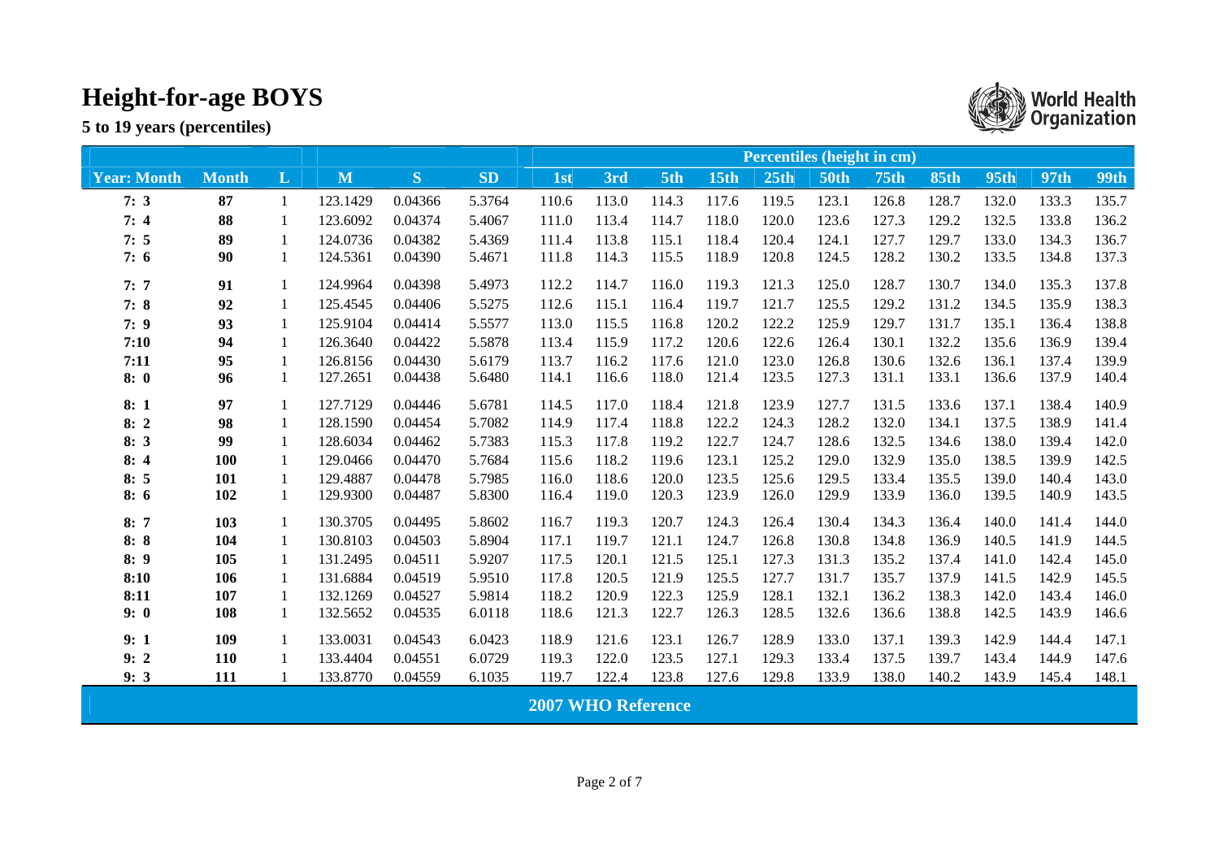# Height-for-age BOYS

**5 to 19 years (percentiles)**

World Health Organization

| | | | | | | Percentiles (height in cm) | | | | | | | | | | |
|---|---|---|---|---|---|---|---|---|---|---|---|---|---|---|---|---|
| **Year: Month** | **Month** | **L** | **M** | **S** | **SD** | **1st** | **3rd** | **5th** | **15th** | **25th** | **50th** | **75th** | **85th** | **95th** | **97th** | **99th** |
| **7: 3** | **87** | 1 | 123.1429 | 0.04366 | 5.3764 | 110.6 | 113.0 | 114.3 | 117.6 | 119.5 | 123.1 | 126.8 | 128.7 | 132.0 | 133.3 | 135.7 |
| **7: 4** | **88** | 1 | 123.6092 | 0.04374 | 5.4067 | 111.0 | 113.4 | 114.7 | 118.0 | 120.0 | 123.6 | 127.3 | 129.2 | 132.5 | 133.8 | 136.2 |
| **7: 5** | **89** | 1 | 124.0736 | 0.04382 | 5.4369 | 111.4 | 113.8 | 115.1 | 118.4 | 120.4 | 124.1 | 127.7 | 129.7 | 133.0 | 134.3 | 136.7 |
| **7: 6** | **90** | 1 | 124.5361 | 0.04390 | 5.4671 | 111.8 | 114.3 | 115.5 | 118.9 | 120.8 | 124.5 | 128.2 | 130.2 | 133.5 | 134.8 | 137.3 |
| **7: 7** | **91** | 1 | 124.9964 | 0.04398 | 5.4973 | 112.2 | 114.7 | 116.0 | 119.3 | 121.3 | 125.0 | 128.7 | 130.7 | 134.0 | 135.3 | 137.8 |
| **7: 8** | **92** | 1 | 125.4545 | 0.04406 | 5.5275 | 112.6 | 115.1 | 116.4 | 119.7 | 121.7 | 125.5 | 129.2 | 131.2 | 134.5 | 135.9 | 138.3 |
| **7: 9** | **93** | 1 | 125.9104 | 0.04414 | 5.5577 | 113.0 | 115.5 | 116.8 | 120.2 | 122.2 | 125.9 | 129.7 | 131.7 | 135.1 | 136.4 | 138.8 |
| **7:10** | **94** | 1 | 126.3640 | 0.04422 | 5.5878 | 113.4 | 115.9 | 117.2 | 120.6 | 122.6 | 126.4 | 130.1 | 132.2 | 135.6 | 136.9 | 139.4 |
| **7:11** | **95** | 1 | 126.8156 | 0.04430 | 5.6179 | 113.7 | 116.2 | 117.6 | 121.0 | 123.0 | 126.8 | 130.6 | 132.6 | 136.1 | 137.4 | 139.9 |
| **8: 0** | **96** | 1 | 127.2651 | 0.04438 | 5.6480 | 114.1 | 116.6 | 118.0 | 121.4 | 123.5 | 127.3 | 131.1 | 133.1 | 136.6 | 137.9 | 140.4 |
| **8: 1** | **97** | 1 | 127.7129 | 0.04446 | 5.6781 | 114.5 | 117.0 | 118.4 | 121.8 | 123.9 | 127.7 | 131.5 | 133.6 | 137.1 | 138.4 | 140.9 |
| **8: 2** | **98** | 1 | 128.1590 | 0.04454 | 5.7082 | 114.9 | 117.4 | 118.8 | 122.2 | 124.3 | 128.2 | 132.0 | 134.1 | 137.5 | 138.9 | 141.4 |
| **8: 3** | **99** | 1 | 128.6034 | 0.04462 | 5.7383 | 115.3 | 117.8 | 119.2 | 122.7 | 124.7 | 128.6 | 132.5 | 134.6 | 138.0 | 139.4 | 142.0 |
| **8: 4** | **100** | 1 | 129.0466 | 0.04470 | 5.7684 | 115.6 | 118.2 | 119.6 | 123.1 | 125.2 | 129.0 | 132.9 | 135.0 | 138.5 | 139.9 | 142.5 |
| **8: 5** | **101** | 1 | 129.4887 | 0.04478 | 5.7985 | 116.0 | 118.6 | 120.0 | 123.5 | 125.6 | 129.5 | 133.4 | 135.5 | 139.0 | 140.4 | 143.0 |
| **8: 6** | **102** | 1 | 129.9300 | 0.04487 | 5.8300 | 116.4 | 119.0 | 120.3 | 123.9 | 126.0 | 129.9 | 133.9 | 136.0 | 139.5 | 140.9 | 143.5 |
| **8: 7** | **103** | 1 | 130.3705 | 0.04495 | 5.8602 | 116.7 | 119.3 | 120.7 | 124.3 | 126.4 | 130.4 | 134.3 | 136.4 | 140.0 | 141.4 | 144.0 |
| **8: 8** | **104** | 1 | 130.8103 | 0.04503 | 5.8904 | 117.1 | 119.7 | 121.1 | 124.7 | 126.8 | 130.8 | 134.8 | 136.9 | 140.5 | 141.9 | 144.5 |
| **8: 9** | **105** | 1 | 131.2495 | 0.04511 | 5.9207 | 117.5 | 120.1 | 121.5 | 125.1 | 127.3 | 131.3 | 135.2 | 137.4 | 141.0 | 142.4 | 145.0 |
| **8:10** | **106** | 1 | 131.6884 | 0.04519 | 5.9510 | 117.8 | 120.5 | 121.9 | 125.5 | 127.7 | 131.7 | 135.7 | 137.9 | 141.5 | 142.9 | 145.5 |
| **8:11** | **107** | 1 | 132.1269 | 0.04527 | 5.9814 | 118.2 | 120.9 | 122.3 | 125.9 | 128.1 | 132.1 | 136.2 | 138.3 | 142.0 | 143.4 | 146.0 |
| **9: 0** | **108** | 1 | 132.5652 | 0.04535 | 6.0118 | 118.6 | 121.3 | 122.7 | 126.3 | 128.5 | 132.6 | 136.6 | 138.8 | 142.5 | 143.9 | 146.6 |
| **9: 1** | **109** | 1 | 133.0031 | 0.04543 | 6.0423 | 118.9 | 121.6 | 123.1 | 126.7 | 128.9 | 133.0 | 137.1 | 139.3 | 142.9 | 144.4 | 147.1 |
| **9: 2** | **110** | 1 | 133.4404 | 0.04551 | 6.0729 | 119.3 | 122.0 | 123.5 | 127.1 | 129.3 | 133.4 | 137.5 | 139.7 | 143.4 | 144.9 | 147.6 |
| **9: 3** | **111** | 1 | 133.8770 | 0.04559 | 6.1035 | 119.7 | 122.4 | 123.8 | 127.6 | 129.8 | 133.9 | 138.0 | 140.2 | 143.9 | 145.4 | 148.1 |

**2007 WHO Reference**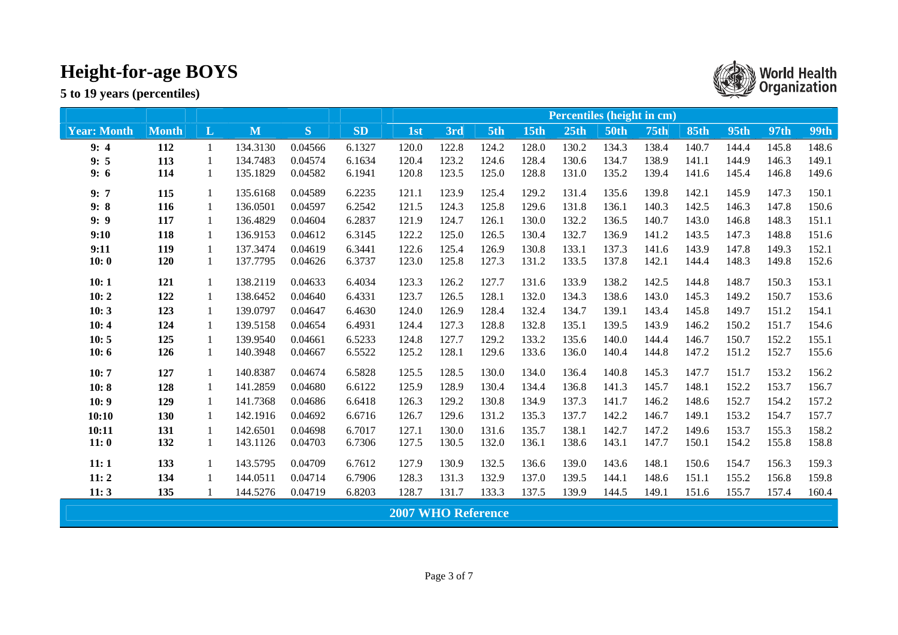# Height-for-age BOYS

**5 to 19 years (percentiles)**

| | | | | | | Percentiles (height in cm) | | | | | | | | | | |
|---|---|---|---|---|---|---|---|---|---|---|---|---|---|---|---|---|
| **Year: Month** | **Month** | **L** | **M** | **S** | **SD** | **1st** | **3rd** | **5th** | **15th** | **25th** | **50th** | **75th** | **85th** | **95th** | **97th** | **99th** |
| **9: 4** | **112** | 1 | 134.3130 | 0.04566 | 6.1327 | 120.0 | 122.8 | 124.2 | 128.0 | 130.2 | 134.3 | 138.4 | 140.7 | 144.4 | 145.8 | 148.6 |
| **9: 5** | **113** | 1 | 134.7483 | 0.04574 | 6.1634 | 120.4 | 123.2 | 124.6 | 128.4 | 130.6 | 134.7 | 138.9 | 141.1 | 144.9 | 146.3 | 149.1 |
| **9: 6** | **114** | 1 | 135.1829 | 0.04582 | 6.1941 | 120.8 | 123.5 | 125.0 | 128.8 | 131.0 | 135.2 | 139.4 | 141.6 | 145.4 | 146.8 | 149.6 |
| **9: 7** | **115** | 1 | 135.6168 | 0.04589 | 6.2235 | 121.1 | 123.9 | 125.4 | 129.2 | 131.4 | 135.6 | 139.8 | 142.1 | 145.9 | 147.3 | 150.1 |
| **9: 8** | **116** | 1 | 136.0501 | 0.04597 | 6.2542 | 121.5 | 124.3 | 125.8 | 129.6 | 131.8 | 136.1 | 140.3 | 142.5 | 146.3 | 147.8 | 150.6 |
| **9: 9** | **117** | 1 | 136.4829 | 0.04604 | 6.2837 | 121.9 | 124.7 | 126.1 | 130.0 | 132.2 | 136.5 | 140.7 | 143.0 | 146.8 | 148.3 | 151.1 |
| **9:10** | **118** | 1 | 136.9153 | 0.04612 | 6.3145 | 122.2 | 125.0 | 126.5 | 130.4 | 132.7 | 136.9 | 141.2 | 143.5 | 147.3 | 148.8 | 151.6 |
| **9:11** | **119** | 1 | 137.3474 | 0.04619 | 6.3441 | 122.6 | 125.4 | 126.9 | 130.8 | 133.1 | 137.3 | 141.6 | 143.9 | 147.8 | 149.3 | 152.1 |
| **10: 0** | **120** | 1 | 137.7795 | 0.04626 | 6.3737 | 123.0 | 125.8 | 127.3 | 131.2 | 133.5 | 137.8 | 142.1 | 144.4 | 148.3 | 149.8 | 152.6 |
| **10: 1** | **121** | 1 | 138.2119 | 0.04633 | 6.4034 | 123.3 | 126.2 | 127.7 | 131.6 | 133.9 | 138.2 | 142.5 | 144.8 | 148.7 | 150.3 | 153.1 |
| **10: 2** | **122** | 1 | 138.6452 | 0.04640 | 6.4331 | 123.7 | 126.5 | 128.1 | 132.0 | 134.3 | 138.6 | 143.0 | 145.3 | 149.2 | 150.7 | 153.6 |
| **10: 3** | **123** | 1 | 139.0797 | 0.04647 | 6.4630 | 124.0 | 126.9 | 128.4 | 132.4 | 134.7 | 139.1 | 143.4 | 145.8 | 149.7 | 151.2 | 154.1 |
| **10: 4** | **124** | 1 | 139.5158 | 0.04654 | 6.4931 | 124.4 | 127.3 | 128.8 | 132.8 | 135.1 | 139.5 | 143.9 | 146.2 | 150.2 | 151.7 | 154.6 |
| **10: 5** | **125** | 1 | 139.9540 | 0.04661 | 6.5233 | 124.8 | 127.7 | 129.2 | 133.2 | 135.6 | 140.0 | 144.4 | 146.7 | 150.7 | 152.2 | 155.1 |
| **10: 6** | **126** | 1 | 140.3948 | 0.04667 | 6.5522 | 125.2 | 128.1 | 129.6 | 133.6 | 136.0 | 140.4 | 144.8 | 147.2 | 151.2 | 152.7 | 155.6 |
| **10: 7** | **127** | 1 | 140.8387 | 0.04674 | 6.5828 | 125.5 | 128.5 | 130.0 | 134.0 | 136.4 | 140.8 | 145.3 | 147.7 | 151.7 | 153.2 | 156.2 |
| **10: 8** | **128** | 1 | 141.2859 | 0.04680 | 6.6122 | 125.9 | 128.9 | 130.4 | 134.4 | 136.8 | 141.3 | 145.7 | 148.1 | 152.2 | 153.7 | 156.7 |
| **10: 9** | **129** | 1 | 141.7368 | 0.04686 | 6.6418 | 126.3 | 129.2 | 130.8 | 134.9 | 137.3 | 141.7 | 146.2 | 148.6 | 152.7 | 154.2 | 157.2 |
| **10:10** | **130** | 1 | 142.1916 | 0.04692 | 6.6716 | 126.7 | 129.6 | 131.2 | 135.3 | 137.7 | 142.2 | 146.7 | 149.1 | 153.2 | 154.7 | 157.7 |
| **10:11** | **131** | 1 | 142.6501 | 0.04698 | 6.7017 | 127.1 | 130.0 | 131.6 | 135.7 | 138.1 | 142.7 | 147.2 | 149.6 | 153.7 | 155.3 | 158.2 |
| **11: 0** | **132** | 1 | 143.1126 | 0.04703 | 6.7306 | 127.5 | 130.5 | 132.0 | 136.1 | 138.6 | 143.1 | 147.7 | 150.1 | 154.2 | 155.8 | 158.8 |
| **11: 1** | **133** | 1 | 143.5795 | 0.04709 | 6.7612 | 127.9 | 130.9 | 132.5 | 136.6 | 139.0 | 143.6 | 148.1 | 150.6 | 154.7 | 156.3 | 159.3 |
| **11: 2** | **134** | 1 | 144.0511 | 0.04714 | 6.7906 | 128.3 | 131.3 | 132.9 | 137.0 | 139.5 | 144.1 | 148.6 | 151.1 | 155.2 | 156.8 | 159.8 |
| **11: 3** | **135** | 1 | 144.5276 | 0.04719 | 6.8203 | 128.7 | 131.7 | 133.3 | 137.5 | 139.9 | 144.5 | 149.1 | 151.6 | 155.7 | 157.4 | 160.4 |

**2007 WHO Reference**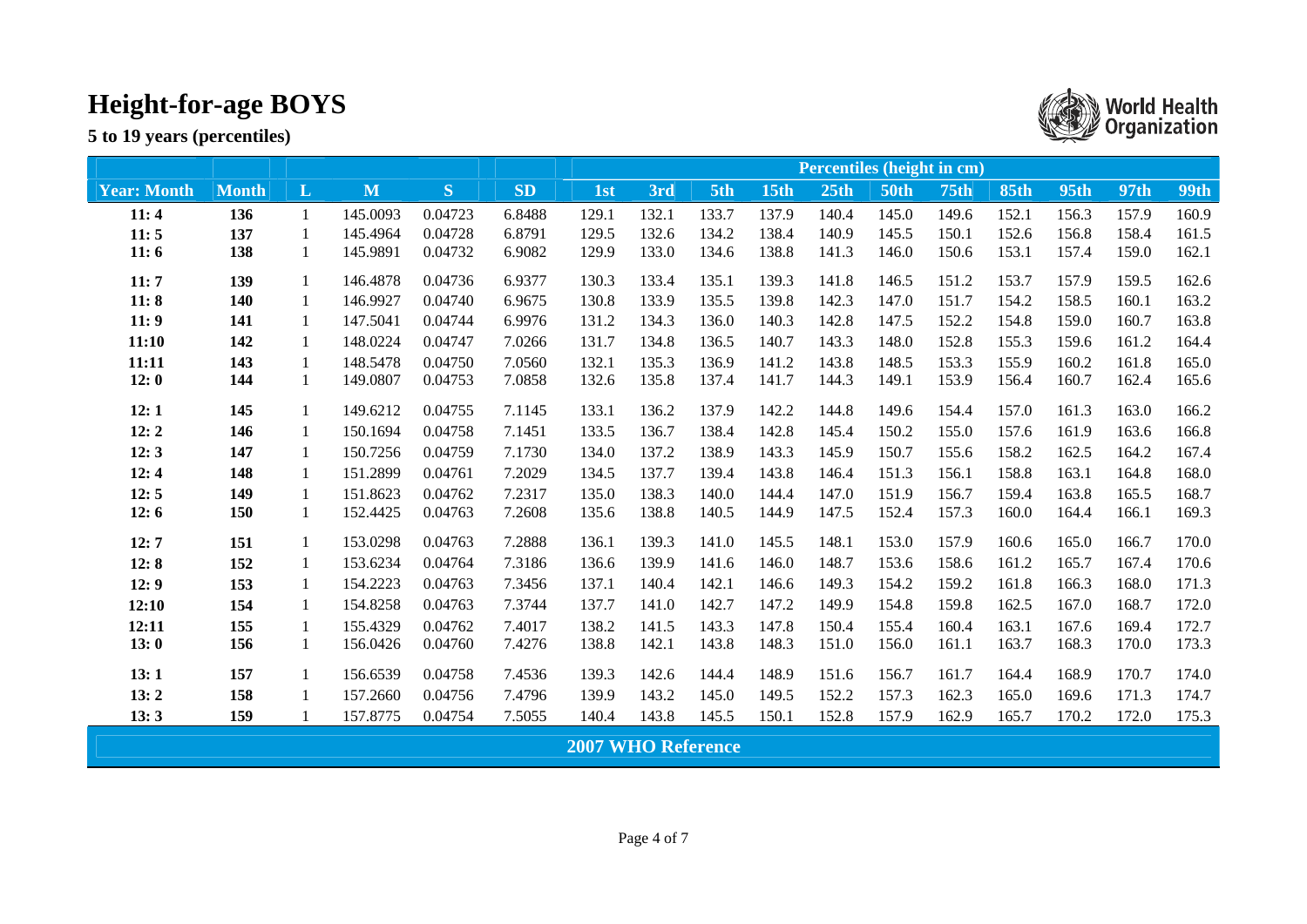# Height-for-age BOYS

**5 to 19 years (percentiles)**

| Year: Month | Month | L | M | S | SD | Percentiles (height in cm) | | | | | | | | | | |
|---|---|---|---|---|---|---|---|---|---|---|---|---|---|---|---|---|
| | | | | | | 1st | 3rd | 5th | 15th | 25th | 50th | 75th | 85th | 95th | 97th | 99th |
| **11: 4** | **136** | 1 | 145.0093 | 0.04723 | 6.8488 | 129.1 | 132.1 | 133.7 | 137.9 | 140.4 | 145.0 | 149.6 | 152.1 | 156.3 | 157.9 | 160.9 |
| **11: 5** | **137** | 1 | 145.4964 | 0.04728 | 6.8791 | 129.5 | 132.6 | 134.2 | 138.4 | 140.9 | 145.5 | 150.1 | 152.6 | 156.8 | 158.4 | 161.5 |
| **11: 6** | **138** | 1 | 145.9891 | 0.04732 | 6.9082 | 129.9 | 133.0 | 134.6 | 138.8 | 141.3 | 146.0 | 150.6 | 153.1 | 157.4 | 159.0 | 162.1 |
| **11: 7** | **139** | 1 | 146.4878 | 0.04736 | 6.9377 | 130.3 | 133.4 | 135.1 | 139.3 | 141.8 | 146.5 | 151.2 | 153.7 | 157.9 | 159.5 | 162.6 |
| **11: 8** | **140** | 1 | 146.9927 | 0.04740 | 6.9675 | 130.8 | 133.9 | 135.5 | 139.8 | 142.3 | 147.0 | 151.7 | 154.2 | 158.5 | 160.1 | 163.2 |
| **11: 9** | **141** | 1 | 147.5041 | 0.04744 | 6.9976 | 131.2 | 134.3 | 136.0 | 140.3 | 142.8 | 147.5 | 152.2 | 154.8 | 159.0 | 160.7 | 163.8 |
| **11:10** | **142** | 1 | 148.0224 | 0.04747 | 7.0266 | 131.7 | 134.8 | 136.5 | 140.7 | 143.3 | 148.0 | 152.8 | 155.3 | 159.6 | 161.2 | 164.4 |
| **11:11** | **143** | 1 | 148.5478 | 0.04750 | 7.0560 | 132.1 | 135.3 | 136.9 | 141.2 | 143.8 | 148.5 | 153.3 | 155.9 | 160.2 | 161.8 | 165.0 |
| **12: 0** | **144** | 1 | 149.0807 | 0.04753 | 7.0858 | 132.6 | 135.8 | 137.4 | 141.7 | 144.3 | 149.1 | 153.9 | 156.4 | 160.7 | 162.4 | 165.6 |
| **12: 1** | **145** | 1 | 149.6212 | 0.04755 | 7.1145 | 133.1 | 136.2 | 137.9 | 142.2 | 144.8 | 149.6 | 154.4 | 157.0 | 161.3 | 163.0 | 166.2 |
| **12: 2** | **146** | 1 | 150.1694 | 0.04758 | 7.1451 | 133.5 | 136.7 | 138.4 | 142.8 | 145.4 | 150.2 | 155.0 | 157.6 | 161.9 | 163.6 | 166.8 |
| **12: 3** | **147** | 1 | 150.7256 | 0.04759 | 7.1730 | 134.0 | 137.2 | 138.9 | 143.3 | 145.9 | 150.7 | 155.6 | 158.2 | 162.5 | 164.2 | 167.4 |
| **12: 4** | **148** | 1 | 151.2899 | 0.04761 | 7.2029 | 134.5 | 137.7 | 139.4 | 143.8 | 146.4 | 151.3 | 156.1 | 158.8 | 163.1 | 164.8 | 168.0 |
| **12: 5** | **149** | 1 | 151.8623 | 0.04762 | 7.2317 | 135.0 | 138.3 | 140.0 | 144.4 | 147.0 | 151.9 | 156.7 | 159.4 | 163.8 | 165.5 | 168.7 |
| **12: 6** | **150** | 1 | 152.4425 | 0.04763 | 7.2608 | 135.6 | 138.8 | 140.5 | 144.9 | 147.5 | 152.4 | 157.3 | 160.0 | 164.4 | 166.1 | 169.3 |
| **12: 7** | **151** | 1 | 153.0298 | 0.04763 | 7.2888 | 136.1 | 139.3 | 141.0 | 145.5 | 148.1 | 153.0 | 157.9 | 160.6 | 165.0 | 166.7 | 170.0 |
| **12: 8** | **152** | 1 | 153.6234 | 0.04764 | 7.3186 | 136.6 | 139.9 | 141.6 | 146.0 | 148.7 | 153.6 | 158.6 | 161.2 | 165.7 | 167.4 | 170.6 |
| **12: 9** | **153** | 1 | 154.2223 | 0.04763 | 7.3456 | 137.1 | 140.4 | 142.1 | 146.6 | 149.3 | 154.2 | 159.2 | 161.8 | 166.3 | 168.0 | 171.3 |
| **12:10** | **154** | 1 | 154.8258 | 0.04763 | 7.3744 | 137.7 | 141.0 | 142.7 | 147.2 | 149.9 | 154.8 | 159.8 | 162.5 | 167.0 | 168.7 | 172.0 |
| **12:11** | **155** | 1 | 155.4329 | 0.04762 | 7.4017 | 138.2 | 141.5 | 143.3 | 147.8 | 150.4 | 155.4 | 160.4 | 163.1 | 167.6 | 169.4 | 172.7 |
| **13: 0** | **156** | 1 | 156.0426 | 0.04760 | 7.4276 | 138.8 | 142.1 | 143.8 | 148.3 | 151.0 | 156.0 | 161.1 | 163.7 | 168.3 | 170.0 | 173.3 |
| **13: 1** | **157** | 1 | 156.6539 | 0.04758 | 7.4536 | 139.3 | 142.6 | 144.4 | 148.9 | 151.6 | 156.7 | 161.7 | 164.4 | 168.9 | 170.7 | 174.0 |
| **13: 2** | **158** | 1 | 157.2660 | 0.04756 | 7.4796 | 139.9 | 143.2 | 145.0 | 149.5 | 152.2 | 157.3 | 162.3 | 165.0 | 169.6 | 171.3 | 174.7 |
| **13: 3** | **159** | 1 | 157.8775 | 0.04754 | 7.5055 | 140.4 | 143.8 | 145.5 | 150.1 | 152.8 | 157.9 | 162.9 | 165.7 | 170.2 | 172.0 | 175.3 |

**2007 WHO Reference**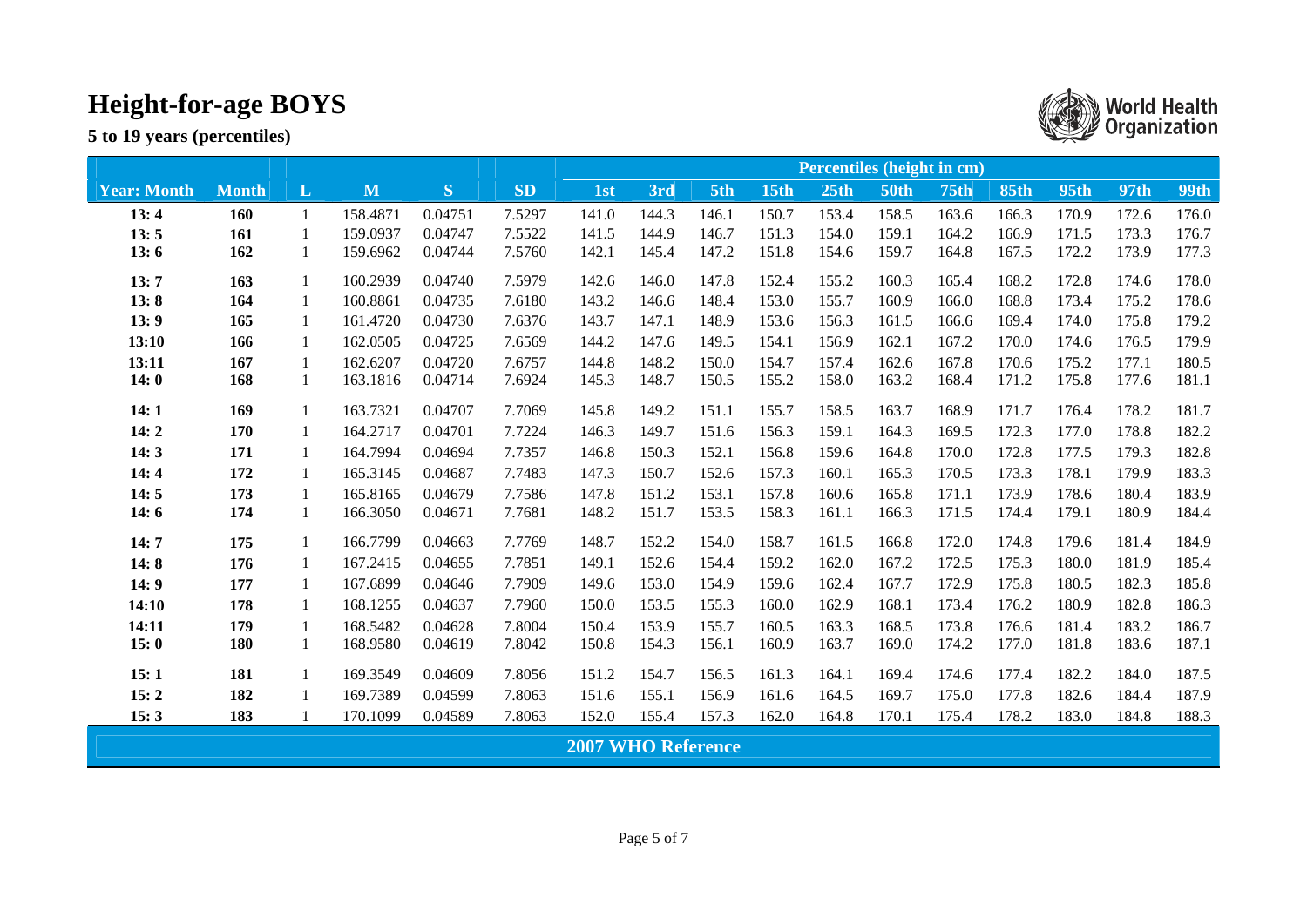# Height-for-age BOYS

**5 to 19 years (percentiles)**

World Health Organization

| Year: Month | Month | L | M | S | SD | Percentiles (height in cm) | | | | | | | | | | |
|---|---|---|---|---|---|---|---|---|---|---|---|---|---|---|---|---|
| | | | | | | 1st | 3rd | 5th | 15th | 25th | 50th | 75th | 85th | 95th | 97th | 99th |
| **13: 4** | **160** | 1 | 158.4871 | 0.04751 | 7.5297 | 141.0 | 144.3 | 146.1 | 150.7 | 153.4 | 158.5 | 163.6 | 166.3 | 170.9 | 172.6 | 176.0 |
| **13: 5** | **161** | 1 | 159.0937 | 0.04747 | 7.5522 | 141.5 | 144.9 | 146.7 | 151.3 | 154.0 | 159.1 | 164.2 | 166.9 | 171.5 | 173.3 | 176.7 |
| **13: 6** | **162** | 1 | 159.6962 | 0.04744 | 7.5760 | 142.1 | 145.4 | 147.2 | 151.8 | 154.6 | 159.7 | 164.8 | 167.5 | 172.2 | 173.9 | 177.3 |
| **13: 7** | **163** | 1 | 160.2939 | 0.04740 | 7.5979 | 142.6 | 146.0 | 147.8 | 152.4 | 155.2 | 160.3 | 165.4 | 168.2 | 172.8 | 174.6 | 178.0 |
| **13: 8** | **164** | 1 | 160.8861 | 0.04735 | 7.6180 | 143.2 | 146.6 | 148.4 | 153.0 | 155.7 | 160.9 | 166.0 | 168.8 | 173.4 | 175.2 | 178.6 |
| **13: 9** | **165** | 1 | 161.4720 | 0.04730 | 7.6376 | 143.7 | 147.1 | 148.9 | 153.6 | 156.3 | 161.5 | 166.6 | 169.4 | 174.0 | 175.8 | 179.2 |
| **13:10** | **166** | 1 | 162.0505 | 0.04725 | 7.6569 | 144.2 | 147.6 | 149.5 | 154.1 | 156.9 | 162.1 | 167.2 | 170.0 | 174.6 | 176.5 | 179.9 |
| **13:11** | **167** | 1 | 162.6207 | 0.04720 | 7.6757 | 144.8 | 148.2 | 150.0 | 154.7 | 157.4 | 162.6 | 167.8 | 170.6 | 175.2 | 177.1 | 180.5 |
| **14: 0** | **168** | 1 | 163.1816 | 0.04714 | 7.6924 | 145.3 | 148.7 | 150.5 | 155.2 | 158.0 | 163.2 | 168.4 | 171.2 | 175.8 | 177.6 | 181.1 |
| **14: 1** | **169** | 1 | 163.7321 | 0.04707 | 7.7069 | 145.8 | 149.2 | 151.1 | 155.7 | 158.5 | 163.7 | 168.9 | 171.7 | 176.4 | 178.2 | 181.7 |
| **14: 2** | **170** | 1 | 164.2717 | 0.04701 | 7.7224 | 146.3 | 149.7 | 151.6 | 156.3 | 159.1 | 164.3 | 169.5 | 172.3 | 177.0 | 178.8 | 182.2 |
| **14: 3** | **171** | 1 | 164.7994 | 0.04694 | 7.7357 | 146.8 | 150.3 | 152.1 | 156.8 | 159.6 | 164.8 | 170.0 | 172.8 | 177.5 | 179.3 | 182.8 |
| **14: 4** | **172** | 1 | 165.3145 | 0.04687 | 7.7483 | 147.3 | 150.7 | 152.6 | 157.3 | 160.1 | 165.3 | 170.5 | 173.3 | 178.1 | 179.9 | 183.3 |
| **14: 5** | **173** | 1 | 165.8165 | 0.04679 | 7.7586 | 147.8 | 151.2 | 153.1 | 157.8 | 160.6 | 165.8 | 171.1 | 173.9 | 178.6 | 180.4 | 183.9 |
| **14: 6** | **174** | 1 | 166.3050 | 0.04671 | 7.7681 | 148.2 | 151.7 | 153.5 | 158.3 | 161.1 | 166.3 | 171.5 | 174.4 | 179.1 | 180.9 | 184.4 |
| **14: 7** | **175** | 1 | 166.7799 | 0.04663 | 7.7769 | 148.7 | 152.2 | 154.0 | 158.7 | 161.5 | 166.8 | 172.0 | 174.8 | 179.6 | 181.4 | 184.9 |
| **14: 8** | **176** | 1 | 167.2415 | 0.04655 | 7.7851 | 149.1 | 152.6 | 154.4 | 159.2 | 162.0 | 167.2 | 172.5 | 175.3 | 180.0 | 181.9 | 185.4 |
| **14: 9** | **177** | 1 | 167.6899 | 0.04646 | 7.7909 | 149.6 | 153.0 | 154.9 | 159.6 | 162.4 | 167.7 | 172.9 | 175.8 | 180.5 | 182.3 | 185.8 |
| **14:10** | **178** | 1 | 168.1255 | 0.04637 | 7.7960 | 150.0 | 153.5 | 155.3 | 160.0 | 162.9 | 168.1 | 173.4 | 176.2 | 180.9 | 182.8 | 186.3 |
| **14:11** | **179** | 1 | 168.5482 | 0.04628 | 7.8004 | 150.4 | 153.9 | 155.7 | 160.5 | 163.3 | 168.5 | 173.8 | 176.6 | 181.4 | 183.2 | 186.7 |
| **15: 0** | **180** | 1 | 168.9580 | 0.04619 | 7.8042 | 150.8 | 154.3 | 156.1 | 160.9 | 163.7 | 169.0 | 174.2 | 177.0 | 181.8 | 183.6 | 187.1 |
| **15: 1** | **181** | 1 | 169.3549 | 0.04609 | 7.8056 | 151.2 | 154.7 | 156.5 | 161.3 | 164.1 | 169.4 | 174.6 | 177.4 | 182.2 | 184.0 | 187.5 |
| **15: 2** | **182** | 1 | 169.7389 | 0.04599 | 7.8063 | 151.6 | 155.1 | 156.9 | 161.6 | 164.5 | 169.7 | 175.0 | 177.8 | 182.6 | 184.4 | 187.9 |
| **15: 3** | **183** | 1 | 170.1099 | 0.04589 | 7.8063 | 152.0 | 155.4 | 157.3 | 162.0 | 164.8 | 170.1 | 175.4 | 178.2 | 183.0 | 184.8 | 188.3 |

**2007 WHO Reference**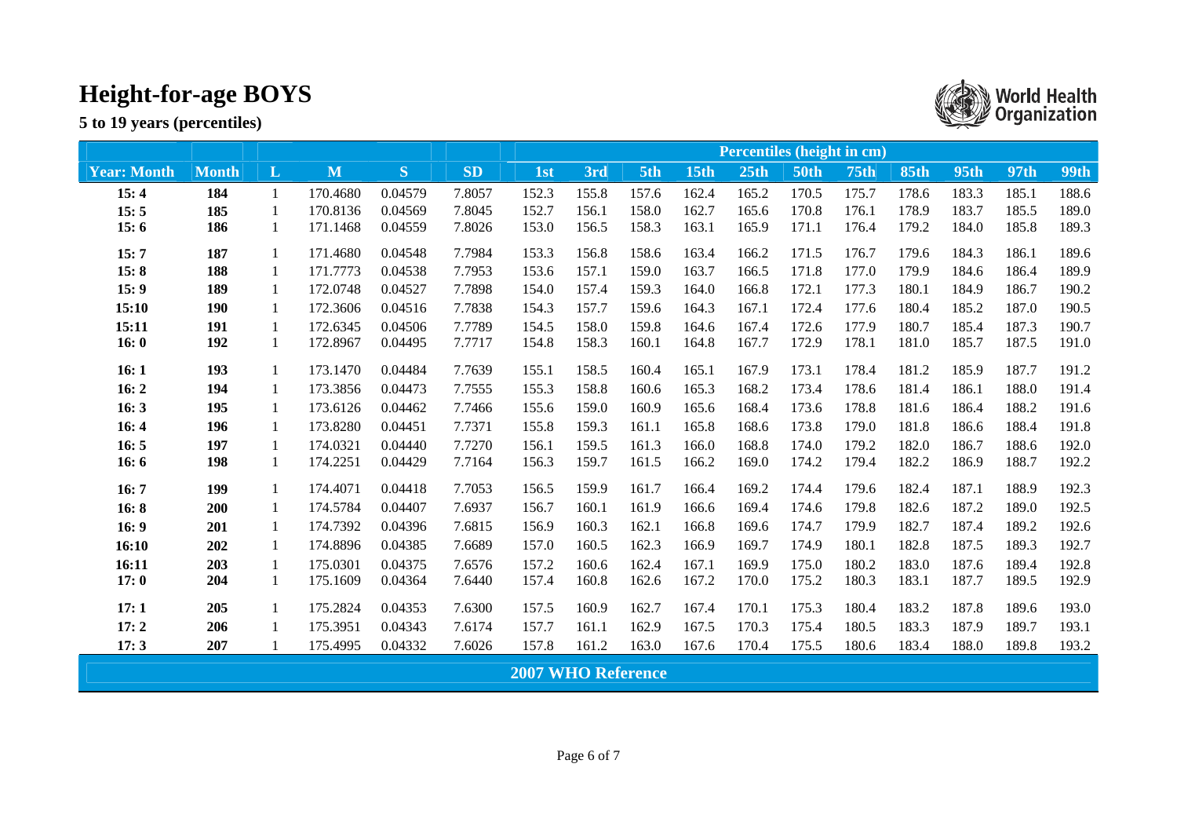# Height-for-age BOYS

**5 to 19 years (percentiles)**

| Year: Month | Month | L | M | S | SD | Percentiles (height in cm) | | | | | | | | | | |
|---|---|---|---|---|---|---|---|---|---|---|---|---|---|---|---|---|
| | | | | | | 1st | 3rd | 5th | 15th | 25th | 50th | 75th | 85th | 95th | 97th | 99th |
| **15: 4** | **184** | 1 | 170.4680 | 0.04579 | 7.8057 | 152.3 | 155.8 | 157.6 | 162.4 | 165.2 | 170.5 | 175.7 | 178.6 | 183.3 | 185.1 | 188.6 |
| **15: 5** | **185** | 1 | 170.8136 | 0.04569 | 7.8045 | 152.7 | 156.1 | 158.0 | 162.7 | 165.6 | 170.8 | 176.1 | 178.9 | 183.7 | 185.5 | 189.0 |
| **15: 6** | **186** | 1 | 171.1468 | 0.04559 | 7.8026 | 153.0 | 156.5 | 158.3 | 163.1 | 165.9 | 171.1 | 176.4 | 179.2 | 184.0 | 185.8 | 189.3 |
| **15: 7** | **187** | 1 | 171.4680 | 0.04548 | 7.7984 | 153.3 | 156.8 | 158.6 | 163.4 | 166.2 | 171.5 | 176.7 | 179.6 | 184.3 | 186.1 | 189.6 |
| **15: 8** | **188** | 1 | 171.7773 | 0.04538 | 7.7953 | 153.6 | 157.1 | 159.0 | 163.7 | 166.5 | 171.8 | 177.0 | 179.9 | 184.6 | 186.4 | 189.9 |
| **15: 9** | **189** | 1 | 172.0748 | 0.04527 | 7.7898 | 154.0 | 157.4 | 159.3 | 164.0 | 166.8 | 172.1 | 177.3 | 180.1 | 184.9 | 186.7 | 190.2 |
| **15:10** | **190** | 1 | 172.3606 | 0.04516 | 7.7838 | 154.3 | 157.7 | 159.6 | 164.3 | 167.1 | 172.4 | 177.6 | 180.4 | 185.2 | 187.0 | 190.5 |
| **15:11** | **191** | 1 | 172.6345 | 0.04506 | 7.7789 | 154.5 | 158.0 | 159.8 | 164.6 | 167.4 | 172.6 | 177.9 | 180.7 | 185.4 | 187.3 | 190.7 |
| **16: 0** | **192** | 1 | 172.8967 | 0.04495 | 7.7717 | 154.8 | 158.3 | 160.1 | 164.8 | 167.7 | 172.9 | 178.1 | 181.0 | 185.7 | 187.5 | 191.0 |
| **16: 1** | **193** | 1 | 173.1470 | 0.04484 | 7.7639 | 155.1 | 158.5 | 160.4 | 165.1 | 167.9 | 173.1 | 178.4 | 181.2 | 185.9 | 187.7 | 191.2 |
| **16: 2** | **194** | 1 | 173.3856 | 0.04473 | 7.7555 | 155.3 | 158.8 | 160.6 | 165.3 | 168.2 | 173.4 | 178.6 | 181.4 | 186.1 | 188.0 | 191.4 |
| **16: 3** | **195** | 1 | 173.6126 | 0.04462 | 7.7466 | 155.6 | 159.0 | 160.9 | 165.6 | 168.4 | 173.6 | 178.8 | 181.6 | 186.4 | 188.2 | 191.6 |
| **16: 4** | **196** | 1 | 173.8280 | 0.04451 | 7.7371 | 155.8 | 159.3 | 161.1 | 165.8 | 168.6 | 173.8 | 179.0 | 181.8 | 186.6 | 188.4 | 191.8 |
| **16: 5** | **197** | 1 | 174.0321 | 0.04440 | 7.7270 | 156.1 | 159.5 | 161.3 | 166.0 | 168.8 | 174.0 | 179.2 | 182.0 | 186.7 | 188.6 | 192.0 |
| **16: 6** | **198** | 1 | 174.2251 | 0.04429 | 7.7164 | 156.3 | 159.7 | 161.5 | 166.2 | 169.0 | 174.2 | 179.4 | 182.2 | 186.9 | 188.7 | 192.2 |
| **16: 7** | **199** | 1 | 174.4071 | 0.04418 | 7.7053 | 156.5 | 159.9 | 161.7 | 166.4 | 169.2 | 174.4 | 179.6 | 182.4 | 187.1 | 188.9 | 192.3 |
| **16: 8** | **200** | 1 | 174.5784 | 0.04407 | 7.6937 | 156.7 | 160.1 | 161.9 | 166.6 | 169.4 | 174.6 | 179.8 | 182.6 | 187.2 | 189.0 | 192.5 |
| **16: 9** | **201** | 1 | 174.7392 | 0.04396 | 7.6815 | 156.9 | 160.3 | 162.1 | 166.8 | 169.6 | 174.7 | 179.9 | 182.7 | 187.4 | 189.2 | 192.6 |
| **16:10** | **202** | 1 | 174.8896 | 0.04385 | 7.6689 | 157.0 | 160.5 | 162.3 | 166.9 | 169.7 | 174.9 | 180.1 | 182.8 | 187.5 | 189.3 | 192.7 |
| **16:11** | **203** | 1 | 175.0301 | 0.04375 | 7.6576 | 157.2 | 160.6 | 162.4 | 167.1 | 169.9 | 175.0 | 180.2 | 183.0 | 187.6 | 189.4 | 192.8 |
| **17: 0** | **204** | 1 | 175.1609 | 0.04364 | 7.6440 | 157.4 | 160.8 | 162.6 | 167.2 | 170.0 | 175.2 | 180.3 | 183.1 | 187.7 | 189.5 | 192.9 |
| **17: 1** | **205** | 1 | 175.2824 | 0.04353 | 7.6300 | 157.5 | 160.9 | 162.7 | 167.4 | 170.1 | 175.3 | 180.4 | 183.2 | 187.8 | 189.6 | 193.0 |
| **17: 2** | **206** | 1 | 175.3951 | 0.04343 | 7.6174 | 157.7 | 161.1 | 162.9 | 167.5 | 170.3 | 175.4 | 180.5 | 183.3 | 187.9 | 189.7 | 193.1 |
| **17: 3** | **207** | 1 | 175.4995 | 0.04332 | 7.6026 | 157.8 | 161.2 | 163.0 | 167.6 | 170.4 | 175.5 | 180.6 | 183.4 | 188.0 | 189.8 | 193.2 |

**2007 WHO Reference**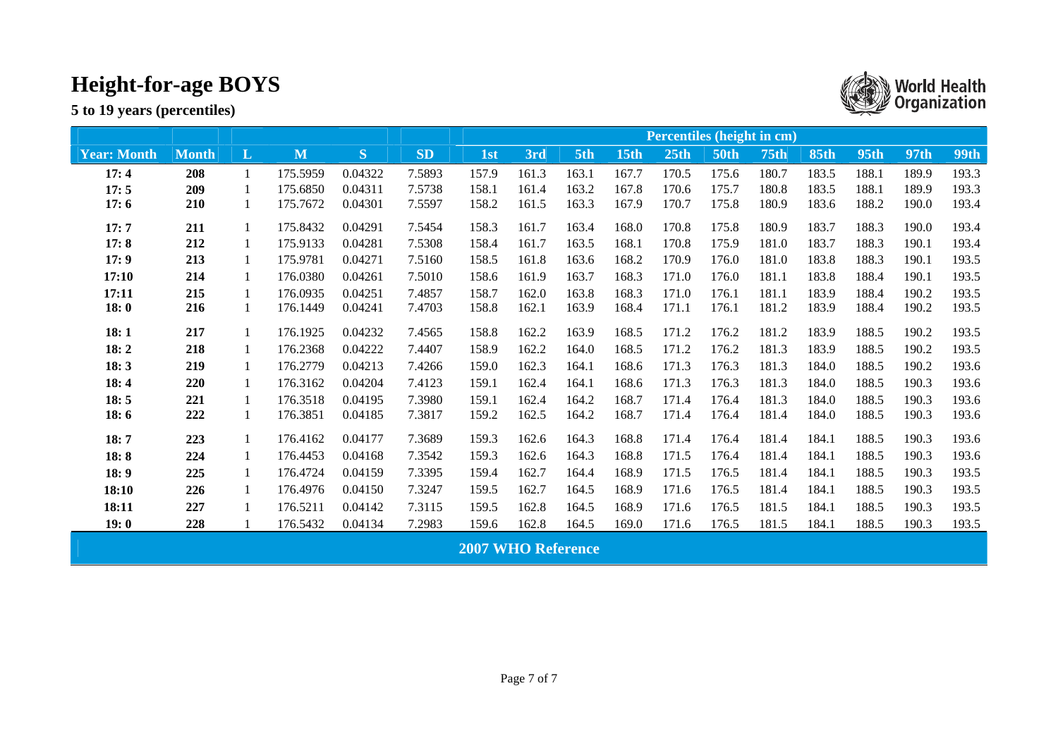# Height-for-age BOYS

**5 to 19 years (percentiles)**

| | | | | | | Percentiles (height in cm) | | | | | | | | | | |
|---|---|---|---|---|---|---|---|---|---|---|---|---|---|---|---|---|
| **Year: Month** | **Month** | **L** | **M** | **S** | **SD** | **1st** | **3rd** | **5th** | **15th** | **25th** | **50th** | **75th** | **85th** | **95th** | **97th** | **99th** |
| **17: 4** | **208** | 1 | 175.5959 | 0.04322 | 7.5893 | 157.9 | 161.3 | 163.1 | 167.7 | 170.5 | 175.6 | 180.7 | 183.5 | 188.1 | 189.9 | 193.3 |
| **17: 5** | **209** | 1 | 175.6850 | 0.04311 | 7.5738 | 158.1 | 161.4 | 163.2 | 167.8 | 170.6 | 175.7 | 180.8 | 183.5 | 188.1 | 189.9 | 193.3 |
| **17: 6** | **210** | 1 | 175.7672 | 0.04301 | 7.5597 | 158.2 | 161.5 | 163.3 | 167.9 | 170.7 | 175.8 | 180.9 | 183.6 | 188.2 | 190.0 | 193.4 |
| **17: 7** | **211** | 1 | 175.8432 | 0.04291 | 7.5454 | 158.3 | 161.7 | 163.4 | 168.0 | 170.8 | 175.8 | 180.9 | 183.7 | 188.3 | 190.0 | 193.4 |
| **17: 8** | **212** | 1 | 175.9133 | 0.04281 | 7.5308 | 158.4 | 161.7 | 163.5 | 168.1 | 170.8 | 175.9 | 181.0 | 183.7 | 188.3 | 190.1 | 193.4 |
| **17: 9** | **213** | 1 | 175.9781 | 0.04271 | 7.5160 | 158.5 | 161.8 | 163.6 | 168.2 | 170.9 | 176.0 | 181.0 | 183.8 | 188.3 | 190.1 | 193.5 |
| **17:10** | **214** | 1 | 176.0380 | 0.04261 | 7.5010 | 158.6 | 161.9 | 163.7 | 168.3 | 171.0 | 176.0 | 181.1 | 183.8 | 188.4 | 190.1 | 193.5 |
| **17:11** | **215** | 1 | 176.0935 | 0.04251 | 7.4857 | 158.7 | 162.0 | 163.8 | 168.3 | 171.0 | 176.1 | 181.1 | 183.9 | 188.4 | 190.2 | 193.5 |
| **18: 0** | **216** | 1 | 176.1449 | 0.04241 | 7.4703 | 158.8 | 162.1 | 163.9 | 168.4 | 171.1 | 176.1 | 181.2 | 183.9 | 188.4 | 190.2 | 193.5 |
| **18: 1** | **217** | 1 | 176.1925 | 0.04232 | 7.4565 | 158.8 | 162.2 | 163.9 | 168.5 | 171.2 | 176.2 | 181.2 | 183.9 | 188.5 | 190.2 | 193.5 |
| **18: 2** | **218** | 1 | 176.2368 | 0.04222 | 7.4407 | 158.9 | 162.2 | 164.0 | 168.5 | 171.2 | 176.2 | 181.3 | 183.9 | 188.5 | 190.2 | 193.5 |
| **18: 3** | **219** | 1 | 176.2779 | 0.04213 | 7.4266 | 159.0 | 162.3 | 164.1 | 168.6 | 171.3 | 176.3 | 181.3 | 184.0 | 188.5 | 190.2 | 193.6 |
| **18: 4** | **220** | 1 | 176.3162 | 0.04204 | 7.4123 | 159.1 | 162.4 | 164.1 | 168.6 | 171.3 | 176.3 | 181.3 | 184.0 | 188.5 | 190.3 | 193.6 |
| **18: 5** | **221** | 1 | 176.3518 | 0.04195 | 7.3980 | 159.1 | 162.4 | 164.2 | 168.7 | 171.4 | 176.4 | 181.3 | 184.0 | 188.5 | 190.3 | 193.6 |
| **18: 6** | **222** | 1 | 176.3851 | 0.04185 | 7.3817 | 159.2 | 162.5 | 164.2 | 168.7 | 171.4 | 176.4 | 181.4 | 184.0 | 188.5 | 190.3 | 193.6 |
| **18: 7** | **223** | 1 | 176.4162 | 0.04177 | 7.3689 | 159.3 | 162.6 | 164.3 | 168.8 | 171.4 | 176.4 | 181.4 | 184.1 | 188.5 | 190.3 | 193.6 |
| **18: 8** | **224** | 1 | 176.4453 | 0.04168 | 7.3542 | 159.3 | 162.6 | 164.3 | 168.8 | 171.5 | 176.4 | 181.4 | 184.1 | 188.5 | 190.3 | 193.6 |
| **18: 9** | **225** | 1 | 176.4724 | 0.04159 | 7.3395 | 159.4 | 162.7 | 164.4 | 168.9 | 171.5 | 176.5 | 181.4 | 184.1 | 188.5 | 190.3 | 193.5 |
| **18:10** | **226** | 1 | 176.4976 | 0.04150 | 7.3247 | 159.5 | 162.7 | 164.5 | 168.9 | 171.6 | 176.5 | 181.4 | 184.1 | 188.5 | 190.3 | 193.5 |
| **18:11** | **227** | 1 | 176.5211 | 0.04142 | 7.3115 | 159.5 | 162.8 | 164.5 | 168.9 | 171.6 | 176.5 | 181.5 | 184.1 | 188.5 | 190.3 | 193.5 |
| **19: 0** | **228** | 1 | 176.5432 | 0.04134 | 7.2983 | 159.6 | 162.8 | 164.5 | 169.0 | 171.6 | 176.5 | 181.5 | 184.1 | 188.5 | 190.3 | 193.5 |

**2007 WHO Reference**